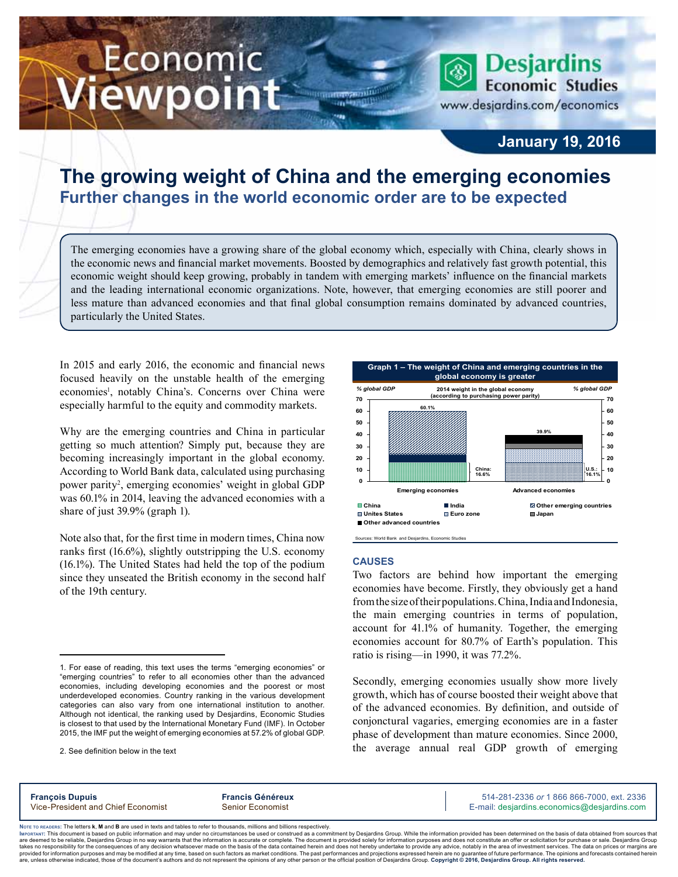# The growing weight of China and the emerging economies

## Further changes in the world economic order are to be expected

January 19, 2016

The emerging economies have a growing share of the global economy which, especially with China, clearly shows in the economic news and financial market movements. Boosted by demographics and relatively fast growth potential, this economic weight should keep growing, probably in tandem with emerging markets' influence on the financial markets and the leading international economic organizations. Note, however, that emerging economies are still poorer and less mature than advanced economies and that final global consumption remains dominated by advanced countries, particularly the United States.

In 2015 and early 2016, the economic and financial news focused heavily on the unstable health of the emerging economies[1], notably China's. Concerns over China were especially harmful to the equity and commodity markets.

Why are the emerging countries and China in particular getting so much attention? Simply put, because they are becoming increasingly important in the global economy. According to World Bank data, calculated using purchasing power parity[2], emerging economies' weight in global GDP was 60.1% in 2014, leaving the advanced economies with a share of just 39.9% (graph 1).

Note also that, for the first time in modern times, China now ranks first (16.6%), slightly outstripping the U.S. economy (16.1%). The United States had held the top of the podium since they unseated the British economy in the second half of the 19th century.

**Graph 1 – The weight of China and emerging countries in the global economy is greater**

2014 weight in the global economy (according to purchasing power parity) — % global GDP

Emerging economies: 60.1% (China: 16.6%; India; Other emerging countries)

Advanced economies: 39.9% (U.S.: 16.1%; Euro zone; Japan; Other advanced countries)

Sources: World Bank and Desjardins, Economic Studies

### CAUSES

Two factors are behind how important the emerging economies have become. Firstly, they obviously get a hand from the size of their populations. China, India and Indonesia, the main emerging countries in terms of population, account for 41.1% of humanity. Together, the emerging economies account for 80.7% of Earth's population. This ratio is rising—in 1990, it was 77.2%.

Secondly, emerging economies usually show more lively growth, which has of course boosted their weight above that of the advanced economies. By definition, and outside of conjonctural vagaries, emerging economies are in a faster phase of development than mature economies. Since 2000, the average annual real GDP growth of emerging

---

1. For ease of reading, this text uses the terms "emerging economies" or "emerging countries" to refer to all economies other than the advanced economies, including developing economies and the poorest or most underdeveloped economies. Country ranking in the various development categories can also vary from one international institution to another. Although not identical, the ranking used by Desjardins, Economic Studies is closest to that used by the International Monetary Fund (IMF). In October 2015, the IMF put the weight of emerging economies at 57.2% of global GDP.

2. See definition below in the text

---

**François Dupuis**, Vice-President and Chief Economist
**Francis Généreux**, Senior Economist
514-281-2336 *or* 1 866 866-7000, ext. 2336
E-mail: desjardins.economics@desjardins.com

Note to readers: The letters **k**, **M** and **B** are used in texts and tables to refer to thousands, millions and billions respectively.

Important: This document is based on public information and may under no circumstances be used or construed as a commitment by Desjardins Group. While the information provided has been determined on the basis of data obtained from sources that are deemed to be reliable, Desjardins Group in no way warrants that the information is accurate or complete. The document is provided solely for information purposes and does not constitute an offer or solicitation for purchase or sale. Desjardins Group takes no responsibility for the consequences of any decision whatsoever made on the basis of the data contained herein and does not hereby undertake to provide any advice, notably in the area of investment services. The data on prices or margins are provided for information purposes and may be modified at any time, based on such factors as market conditions. The past performances and projections expressed herein are no guarantee of future performance. The opinions and forecasts contained herein are, unless otherwise indicated, those of the document's authors and do not represent the opinions of any other person or the official position of Desjardins Group. **Copyright © 2016, Desjardins Group. All rights reserved.**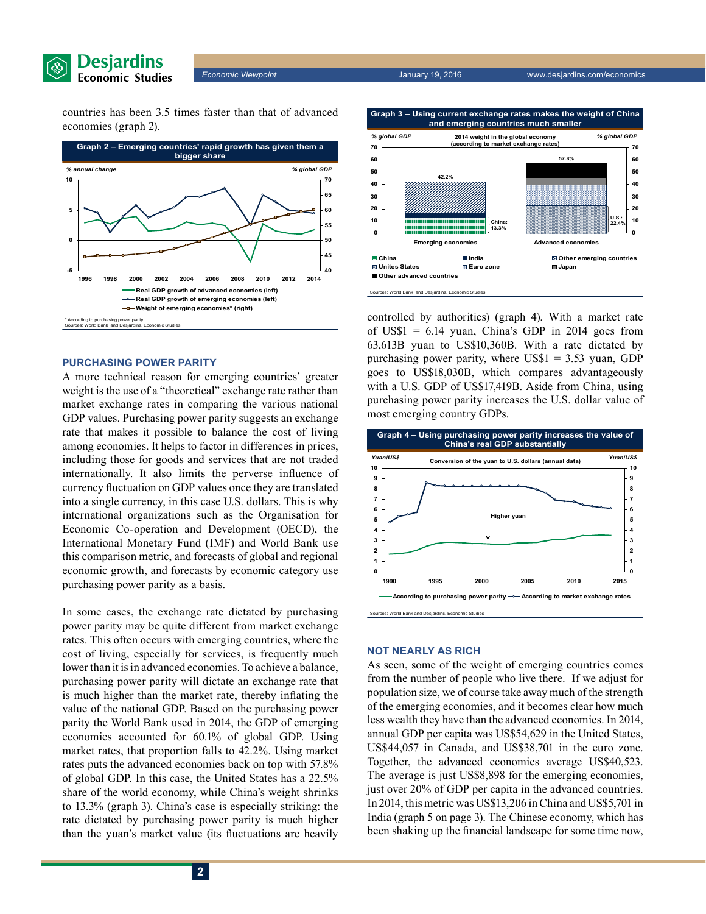countries has been 3.5 times faster than that of advanced economies (graph 2).

**Graph 2 – Emerging countries' rapid growth has given them a bigger share**

*Sources: World Bank and Desjardins, Economic Studies*

## PURCHASING POWER PARITY

A more technical reason for emerging countries' greater weight is the use of a "theoretical" exchange rate rather than market exchange rates in comparing the various national GDP values. Purchasing power parity suggests an exchange rate that makes it possible to balance the cost of living among economies. It helps to factor in differences in prices, including those for goods and services that are not traded internationally. It also limits the perverse influence of currency fluctuation on GDP values once they are translated into a single currency, in this case U.S. dollars. This is why international organizations such as the Organisation for Economic Co-operation and Development (OECD), the International Monetary Fund (IMF) and World Bank use this comparison metric, and forecasts of global and regional economic growth, and forecasts by economic category use purchasing power parity as a basis.

In some cases, the exchange rate dictated by purchasing power parity may be quite different from market exchange rates. This often occurs with emerging countries, where the cost of living, especially for services, is frequently much lower than it is in advanced economies. To achieve a balance, purchasing power parity will dictate an exchange rate that is much higher than the market rate, thereby inflating the value of the national GDP. Based on the purchasing power parity the World Bank used in 2014, the GDP of emerging economies accounted for 60.1% of global GDP. Using market rates, that proportion falls to 42.2%. Using market rates puts the advanced economies back on top with 57.8% of global GDP. In this case, the United States has a 22.5% share of the world economy, while China's weight shrinks to 13.3% (graph 3). China's case is especially striking: the rate dictated by purchasing power parity is much higher than the yuan's market value (its fluctuations are heavily controlled by authorities) (graph 4). With a market rate of US$1 = 6.14 yuan, China's GDP in 2014 goes from 63,613B yuan to US$10,360B. With a rate dictated by purchasing power parity, where US$1 = 3.53 yuan, GDP goes to US$18,030B, which compares advantageously with a U.S. GDP of US$17,419B. Aside from China, using purchasing power parity increases the U.S. dollar value of most emerging country GDPs.

**Graph 3 – Using current exchange rates makes the weight of China and emerging countries much smaller**

*Sources: World Bank and Desjardins, Economic Studies*

**Graph 4 – Using purchasing power parity increases the value of China's real GDP substantially**

*Sources: World Bank and Desjardins, Economic Studies*

## NOT NEARLY AS RICH

As seen, some of the weight of emerging countries comes from the number of people who live there. If we adjust for population size, we of course take away much of the strength of the emerging economies, and it becomes clear how much less wealth they have than the advanced economies. In 2014, annual GDP per capita was US$54,629 in the United States, US$44,057 in Canada, and US$38,701 in the euro zone. Together, the advanced economies average US$40,523. The average is just US$8,898 for the emerging economies, just over 20% of GDP per capita in the advanced countries. In 2014, this metric was US$13,206 in China and US$5,701 in India (graph 5 on page 3). The Chinese economy, which has been shaking up the financial landscape for some time now,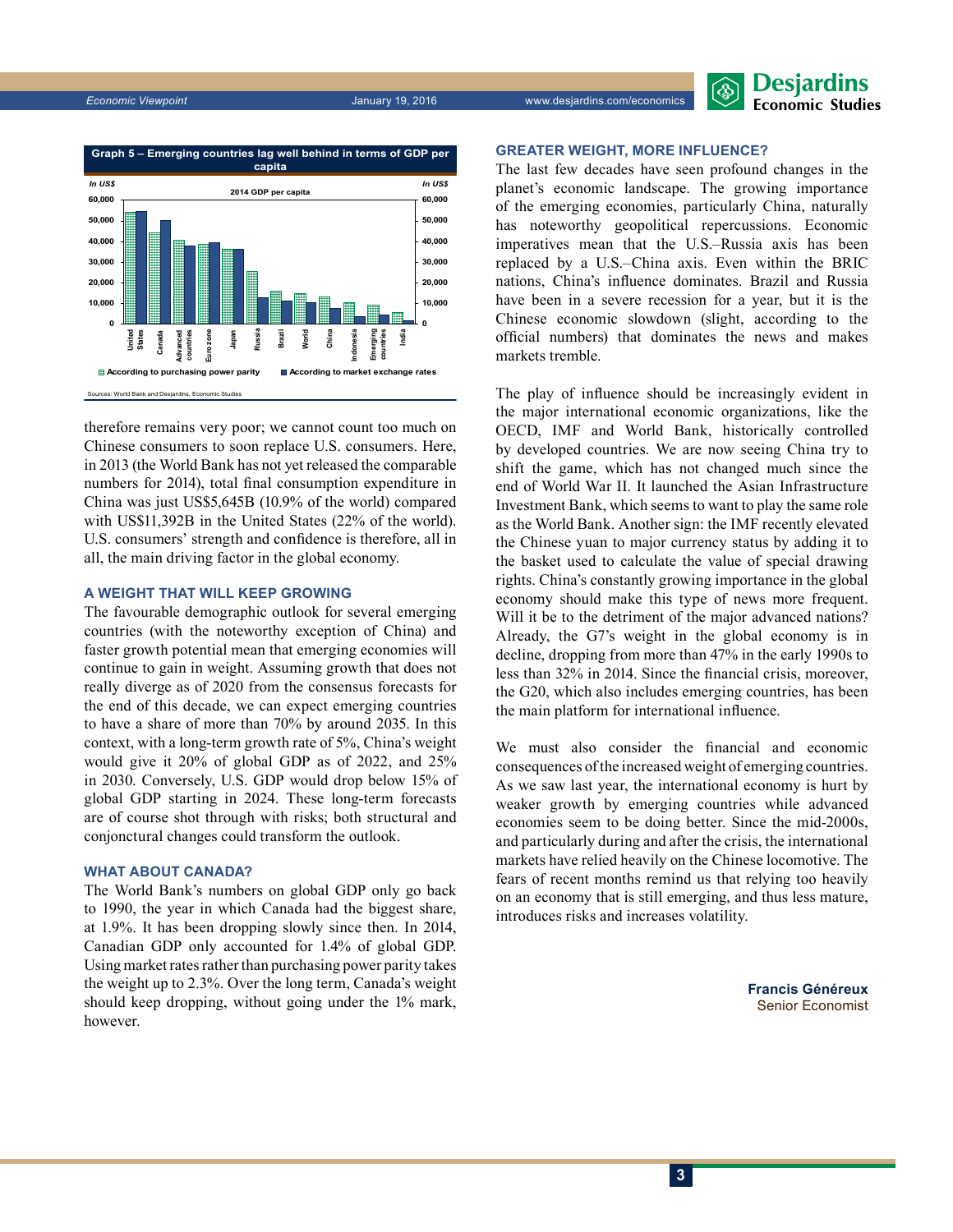**Graph 5 – Emerging countries lag well behind in terms of GDP per capita**

In US$

2014 GDP per capita

60,000
50,000
40,000
30,000
20,000
10,000
0

United States, Canada, Advanced countries, Euro zone, Japan, Russia, Brazil, World, China, Indonesia, Emerging countries, India

According to purchasing power parity
According to market exchange rates

Sources: World Bank and Desjardins, Economic Studies

therefore remains very poor; we cannot count too much on Chinese consumers to soon replace U.S. consumers. Here, in 2013 (the World Bank has not yet released the comparable numbers for 2014), total final consumption expenditure in China was just US$5,645B (10.9% of the world) compared with US$11,392B in the United States (22% of the world). U.S. consumers' strength and confidence is therefore, all in all, the main driving factor in the global economy.

### A WEIGHT THAT WILL KEEP GROWING

The favourable demographic outlook for several emerging countries (with the noteworthy exception of China) and faster growth potential mean that emerging economies will continue to gain in weight. Assuming growth that does not really diverge as of 2020 from the consensus forecasts for the end of this decade, we can expect emerging countries to have a share of more than 70% by around 2035. In this context, with a long-term growth rate of 5%, China's weight would give it 20% of global GDP as of 2022, and 25% in 2030. Conversely, U.S. GDP would drop below 15% of global GDP starting in 2024. These long-term forecasts are of course shot through with risks; both structural and conjonctural changes could transform the outlook.

### WHAT ABOUT CANADA?

The World Bank's numbers on global GDP only go back to 1990, the year in which Canada had the biggest share, at 1.9%. It has been dropping slowly since then. In 2014, Canadian GDP only accounted for 1.4% of global GDP. Using market rates rather than purchasing power parity takes the weight up to 2.3%. Over the long term, Canada's weight should keep dropping, without going under the 1% mark, however.

### GREATER WEIGHT, MORE INFLUENCE?

The last few decades have seen profound changes in the planet's economic landscape. The growing importance of the emerging economies, particularly China, naturally has noteworthy geopolitical repercussions. Economic imperatives mean that the U.S.–Russia axis has been replaced by a U.S.–China axis. Even within the BRIC nations, China's influence dominates. Brazil and Russia have been in a severe recession for a year, but it is the Chinese economic slowdown (slight, according to the official numbers) that dominates the news and makes markets tremble.

The play of influence should be increasingly evident in the major international economic organizations, like the OECD, IMF and World Bank, historically controlled by developed countries. We are now seeing China try to shift the game, which has not changed much since the end of World War II. It launched the Asian Infrastructure Investment Bank, which seems to want to play the same role as the World Bank. Another sign: the IMF recently elevated the Chinese yuan to major currency status by adding it to the basket used to calculate the value of special drawing rights. China's constantly growing importance in the global economy should make this type of news more frequent. Will it be to the detriment of the major advanced nations? Already, the G7's weight in the global economy is in decline, dropping from more than 47% in the early 1990s to less than 32% in 2014. Since the financial crisis, moreover, the G20, which also includes emerging countries, has been the main platform for international influence.

We must also consider the financial and economic consequences of the increased weight of emerging countries. As we saw last year, the international economy is hurt by weaker growth by emerging countries while advanced economies seem to be doing better. Since the mid-2000s, and particularly during and after the crisis, the international markets have relied heavily on the Chinese locomotive. The fears of recent months remind us that relying too heavily on an economy that is still emerging, and thus less mature, introduces risks and increases volatility.

**Francis Généreux**
Senior Economist